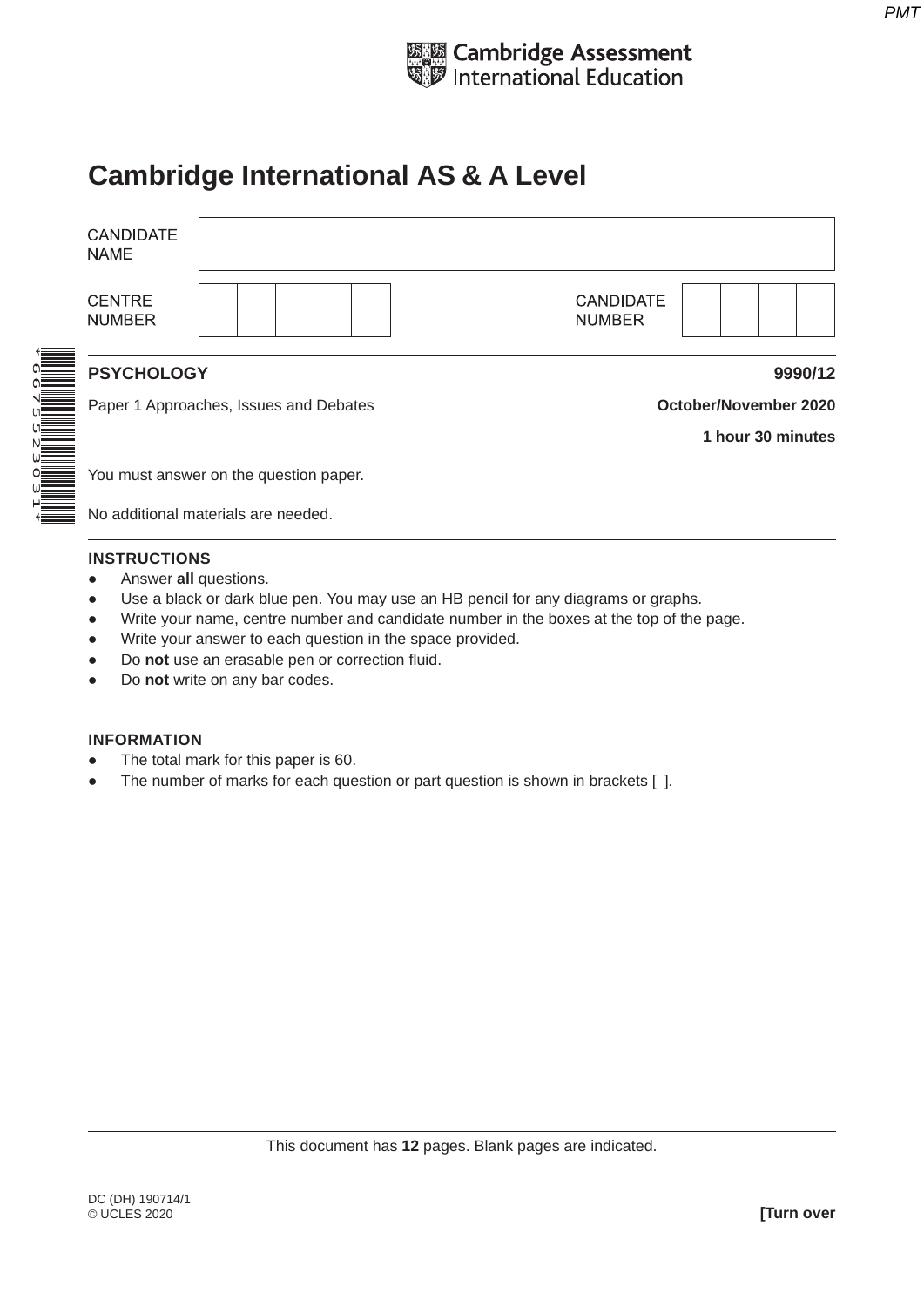Cambridge Assessment International Education

# Cambridge International AS & A Level

| CANDIDATE NAME | |
|---|---|
| CENTRE NUMBER | |
| CANDIDATE NUMBER | |

*6675523031*

**PSYCHOLOGY** **9990/12**

Paper 1 Approaches, Issues and Debates **October/November 2020**

**1 hour 30 minutes**

You must answer on the question paper.

No additional materials are needed.

**INSTRUCTIONS**

- Answer **all** questions.
- Use a black or dark blue pen. You may use an HB pencil for any diagrams or graphs.
- Write your name, centre number and candidate number in the boxes at the top of the page.
- Write your answer to each question in the space provided.
- Do **not** use an erasable pen or correction fluid.
- Do **not** write on any bar codes.

**INFORMATION**

- The total mark for this paper is 60.
- The number of marks for each question or part question is shown in brackets [ ].

This document has **12** pages. Blank pages are indicated.

DC (DH) 190714/1
© UCLES 2020

**[Turn over**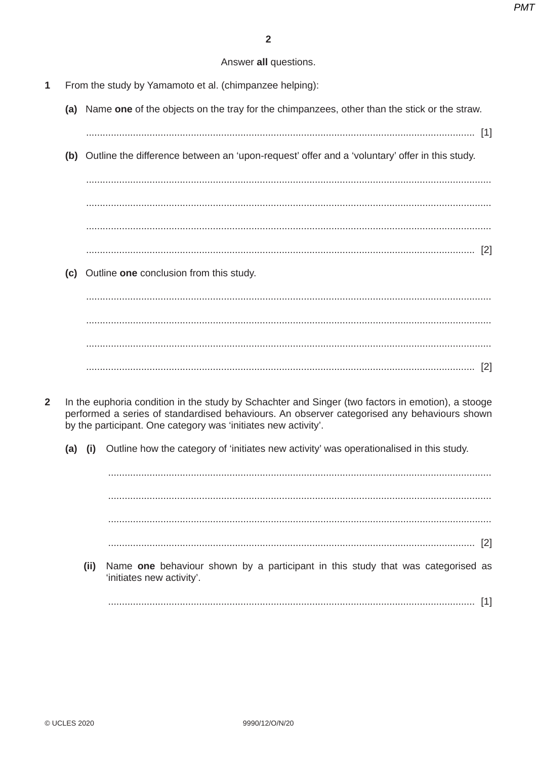Answer **all** questions.

**1** From the study by Yamamoto et al. (chimpanzee helping):

**(a)** Name **one** of the objects on the tray for the chimpanzees, other than the stick or the straw.

............................................................................................................................................ [1]

**(b)** Outline the difference between an 'upon-request' offer and a 'voluntary' offer in this study.

.................................................................................................................................................

.................................................................................................................................................

.................................................................................................................................................

............................................................................................................................................ [2]

**(c)** Outline **one** conclusion from this study.

.................................................................................................................................................

.................................................................................................................................................

.................................................................................................................................................

............................................................................................................................................ [2]

**2** In the euphoria condition in the study by Schachter and Singer (two factors in emotion), a stooge performed a series of standardised behaviours. An observer categorised any behaviours shown by the participant. One category was 'initiates new activity'.

**(a)** **(i)** Outline how the category of 'initiates new activity' was operationalised in this study.

.........................................................................................................................................

.........................................................................................................................................

.........................................................................................................................................

.................................................................................................................................... [2]

**(ii)** Name **one** behaviour shown by a participant in this study that was categorised as 'initiates new activity'.

.................................................................................................................................... [1]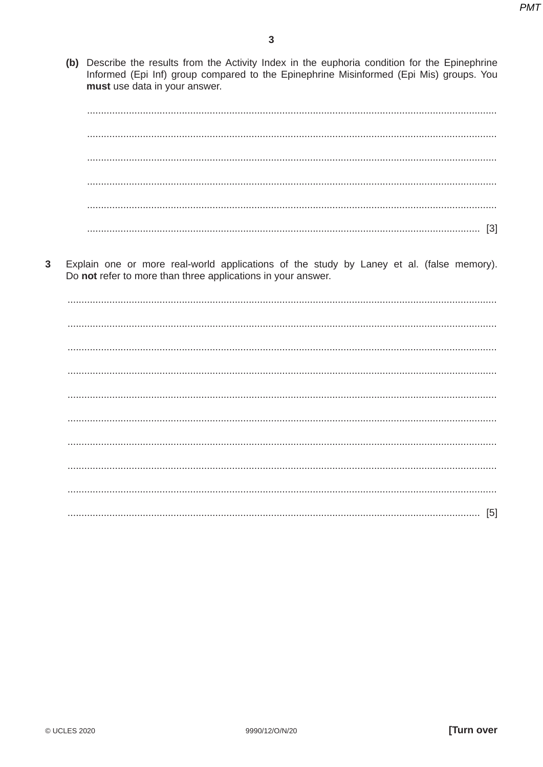**(b)** Describe the results from the Activity Index in the euphoria condition for the Epinephrine Informed (Epi Inf) group compared to the Epinephrine Misinformed (Epi Mis) groups. You **must** use data in your answer.

.......................................................................................................................................................

.......................................................................................................................................................

.......................................................................................................................................................

.......................................................................................................................................................

.......................................................................................................................................................

....................................................................................................................................................... [3]

**3** Explain one or more real-world applications of the study by Laney et al. (false memory). Do **not** refer to more than three applications in your answer.

.......................................................................................................................................................

.......................................................................................................................................................

.......................................................................................................................................................

.......................................................................................................................................................

.......................................................................................................................................................

.......................................................................................................................................................

.......................................................................................................................................................

.......................................................................................................................................................

.......................................................................................................................................................

....................................................................................................................................................... [5]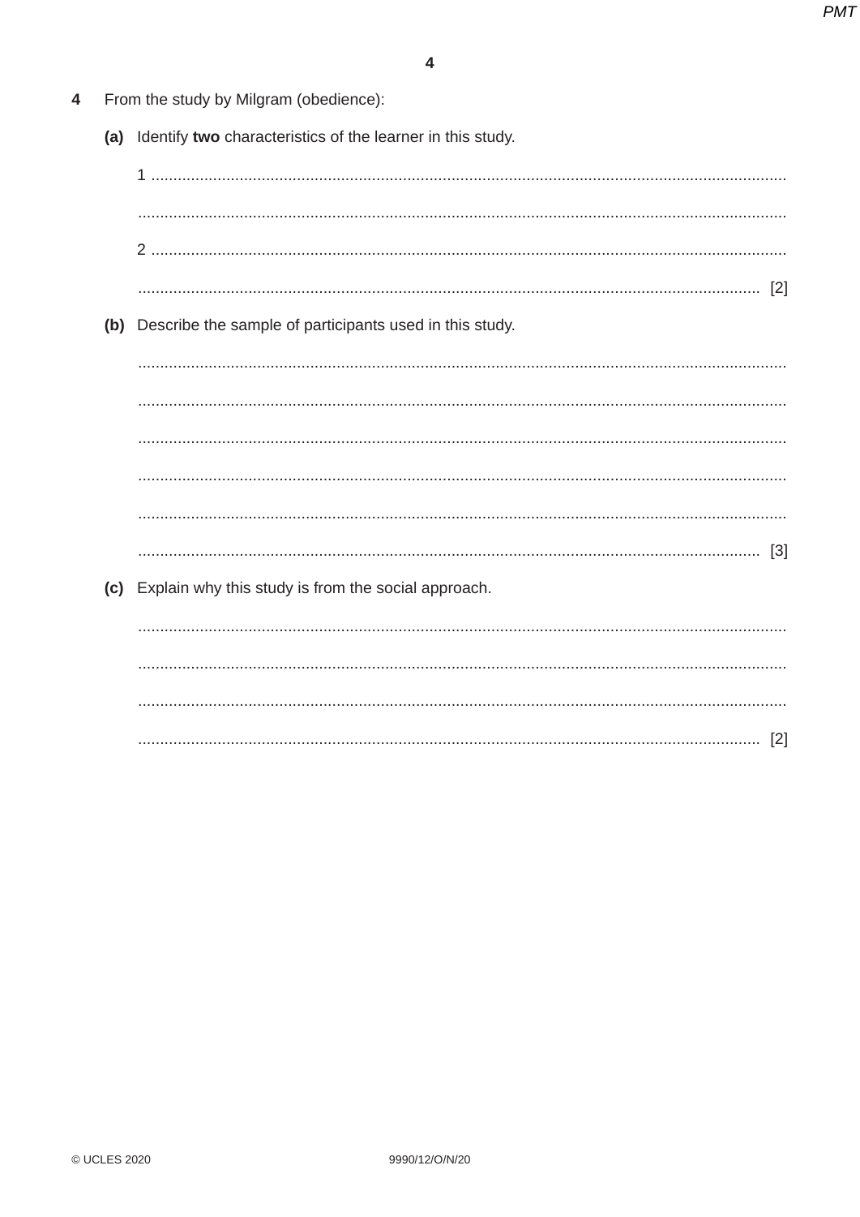**4** From the study by Milgram (obedience):

**(a)** Identify **two** characteristics of the learner in this study.

1 ..............................................................................................................................................

..............................................................................................................................................

2 ..............................................................................................................................................

.............................................................................................................................................. [2]

**(b)** Describe the sample of participants used in this study.

..............................................................................................................................................

..............................................................................................................................................

..............................................................................................................................................

..............................................................................................................................................

..............................................................................................................................................

.............................................................................................................................................. [3]

**(c)** Explain why this study is from the social approach.

..............................................................................................................................................

..............................................................................................................................................

..............................................................................................................................................

.............................................................................................................................................. [2]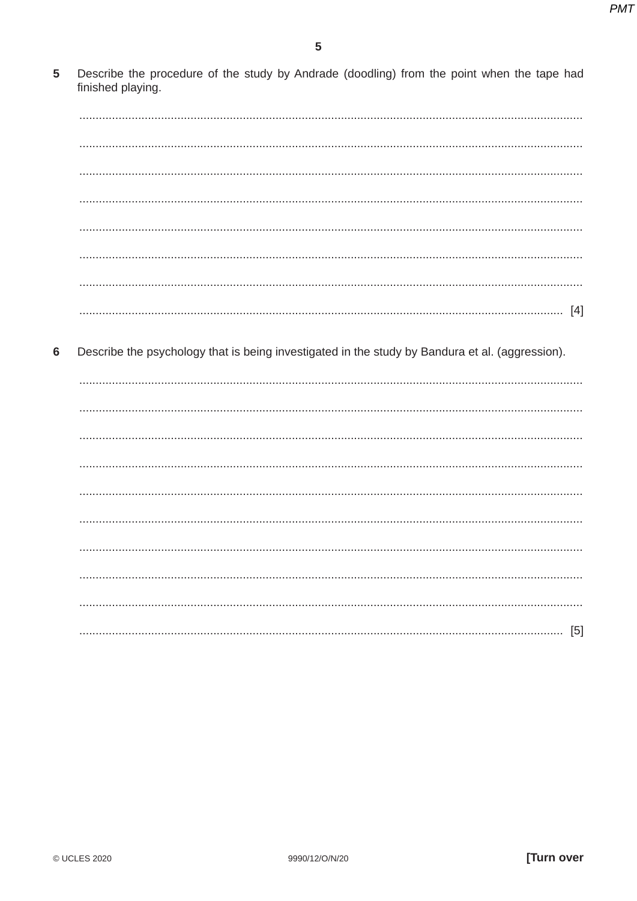5 Describe the procedure of the study by Andrade (doodling) from the point when the tape had finished playing.

.......................................................................................................................................................

.......................................................................................................................................................

.......................................................................................................................................................

.......................................................................................................................................................

.......................................................................................................................................................

.......................................................................................................................................................

.......................................................................................................................................................

................................................................................................................................................. [4]

6 Describe the psychology that is being investigated in the study by Bandura et al. (aggression).

.......................................................................................................................................................

.......................................................................................................................................................

.......................................................................................................................................................

.......................................................................................................................................................

.......................................................................................................................................................

.......................................................................................................................................................

.......................................................................................................................................................

.......................................................................................................................................................

.......................................................................................................................................................

................................................................................................................................................. [5]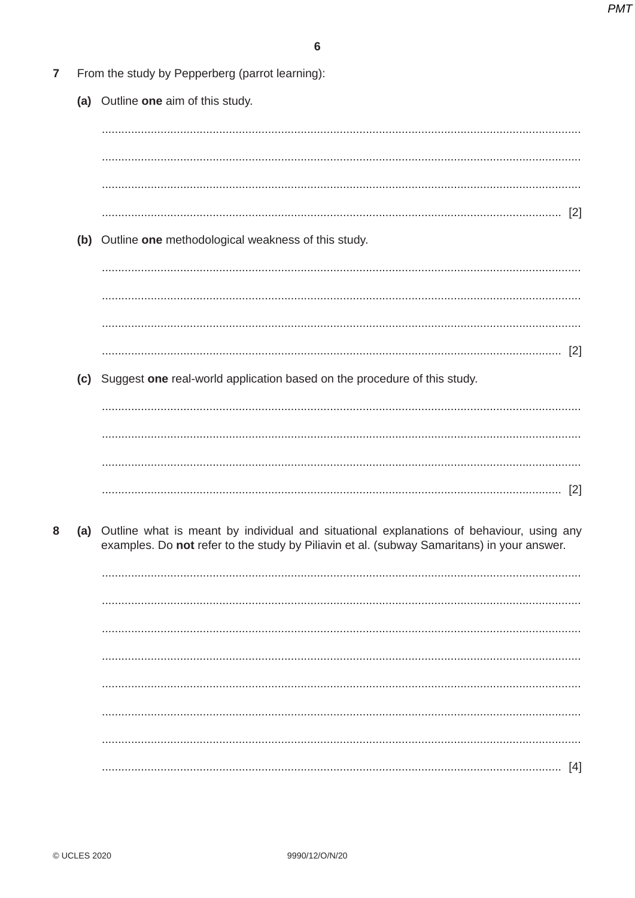**7** From the study by Pepperberg (parrot learning):

**(a)** Outline **one** aim of this study.

.......................................................................................................................................

.......................................................................................................................................

.......................................................................................................................................

................................................................................................................................. [2]

**(b)** Outline **one** methodological weakness of this study.

.......................................................................................................................................

.......................................................................................................................................

.......................................................................................................................................

................................................................................................................................. [2]

**(c)** Suggest **one** real-world application based on the procedure of this study.

.......................................................................................................................................

.......................................................................................................................................

.......................................................................................................................................

................................................................................................................................. [2]

**8** **(a)** Outline what is meant by individual and situational explanations of behaviour, using any examples. Do **not** refer to the study by Piliavin et al. (subway Samaritans) in your answer.

.......................................................................................................................................

.......................................................................................................................................

.......................................................................................................................................

.......................................................................................................................................

.......................................................................................................................................

.......................................................................................................................................

.......................................................................................................................................

................................................................................................................................. [4]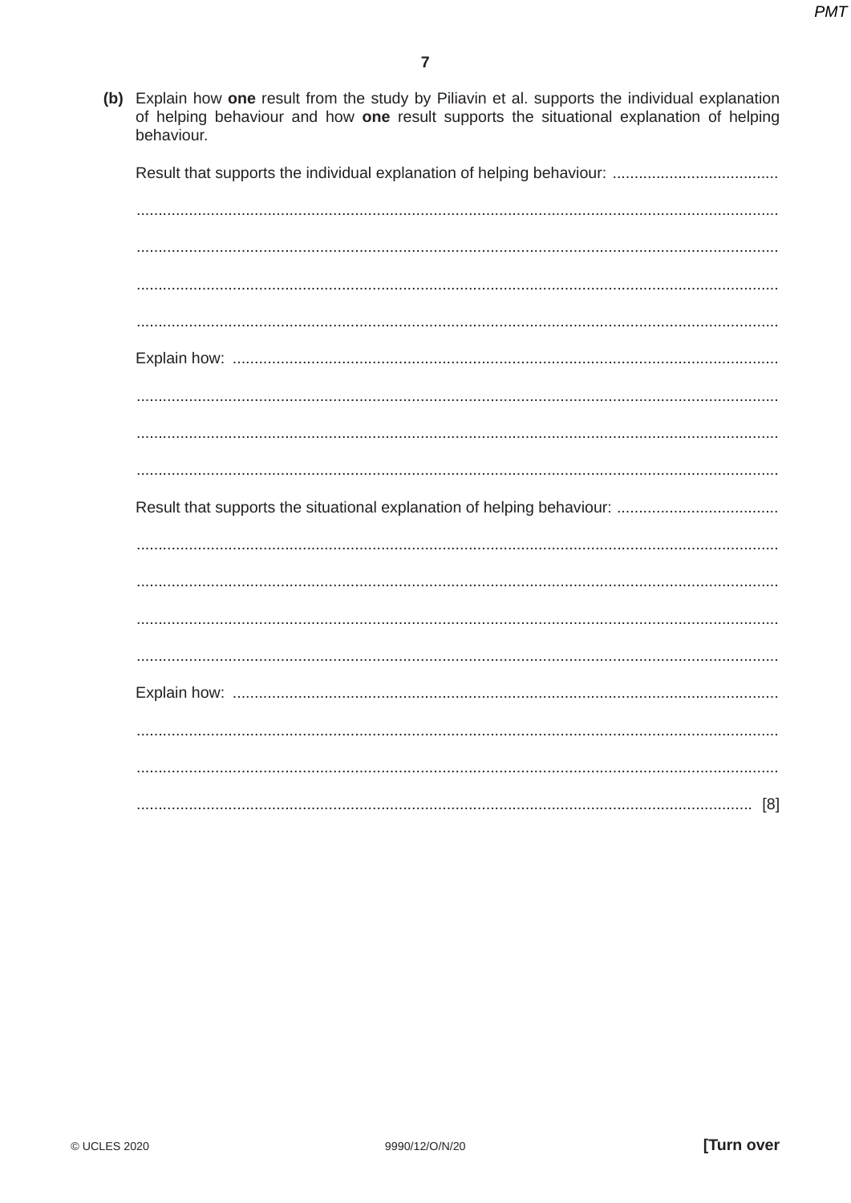**(b)** Explain how **one** result from the study by Piliavin et al. supports the individual explanation of helping behaviour and how **one** result supports the situational explanation of helping behaviour.

Result that supports the individual explanation of helping behaviour: ......................................

.................................................................................................................................................

.................................................................................................................................................

.................................................................................................................................................

.................................................................................................................................................

Explain how: ............................................................................................................................

.................................................................................................................................................

.................................................................................................................................................

.................................................................................................................................................

Result that supports the situational explanation of helping behaviour: .....................................

.................................................................................................................................................

.................................................................................................................................................

.................................................................................................................................................

.................................................................................................................................................

Explain how: ............................................................................................................................

.................................................................................................................................................

.................................................................................................................................................

............................................................................................................................................. [8]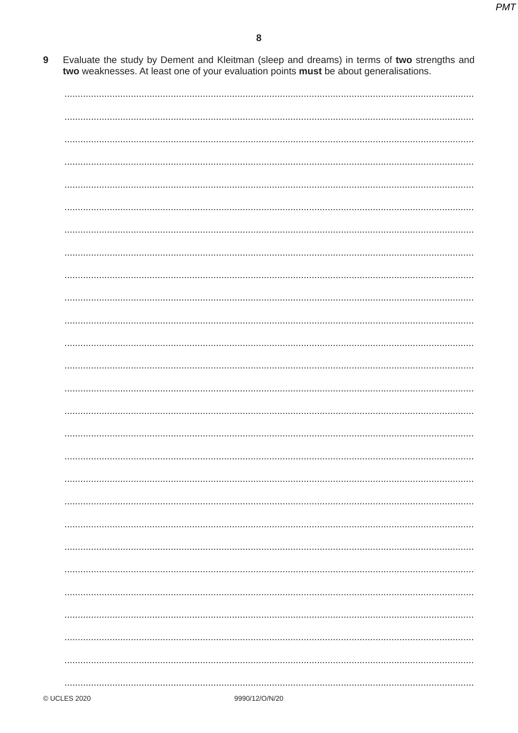9 Evaluate the study by Dement and Kleitman (sleep and dreams) in terms of **two** strengths and **two** weaknesses. At least one of your evaluation points **must** be about generalisations.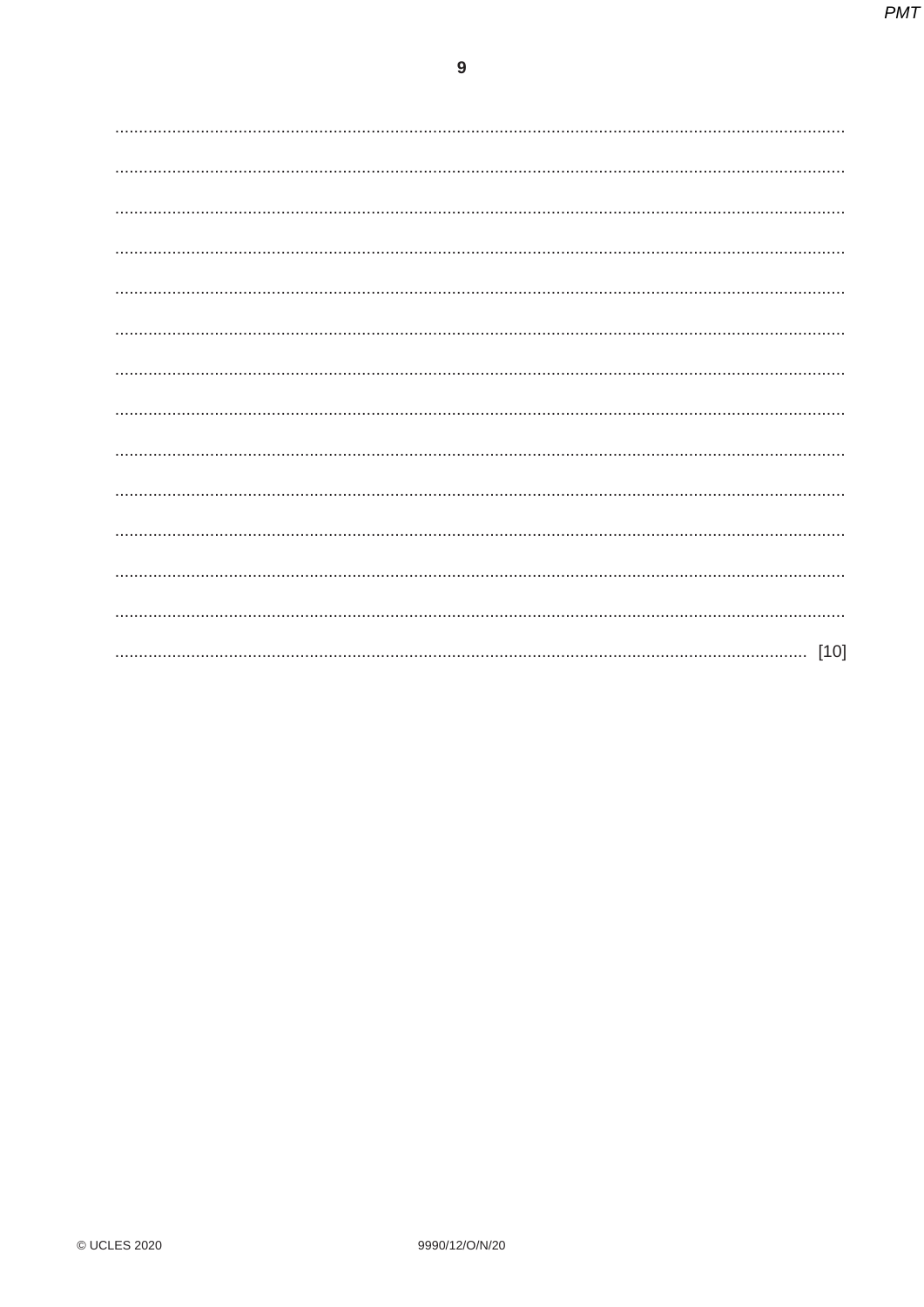...................................................................................................................................................

...................................................................................................................................................

...................................................................................................................................................

...................................................................................................................................................

...................................................................................................................................................

...................................................................................................................................................

...................................................................................................................................................

...................................................................................................................................................

...................................................................................................................................................

...................................................................................................................................................

...................................................................................................................................................

...................................................................................................................................................

...................................................................................................................................................

............................................................................................................................................. [10]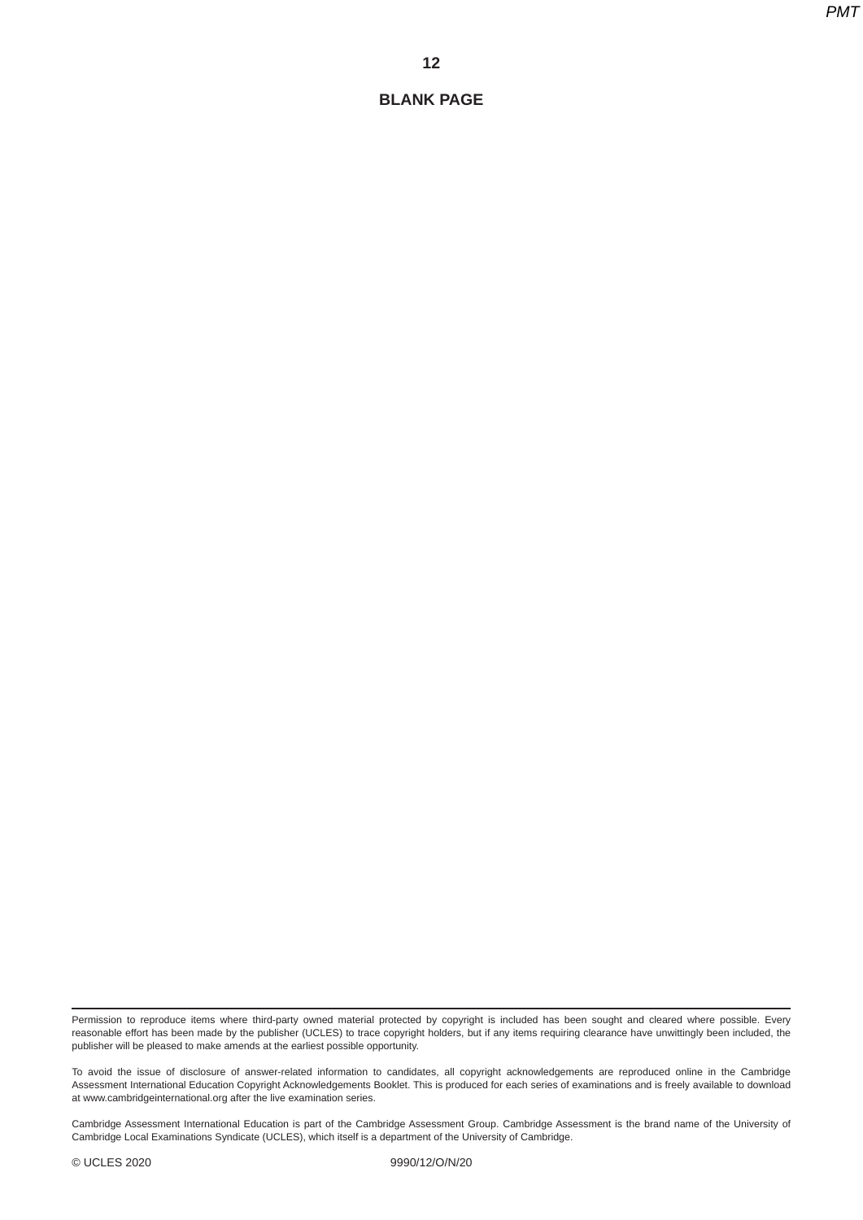**BLANK PAGE**

Permission to reproduce items where third-party owned material protected by copyright is included has been sought and cleared where possible. Every reasonable effort has been made by the publisher (UCLES) to trace copyright holders, but if any items requiring clearance have unwittingly been included, the publisher will be pleased to make amends at the earliest possible opportunity.

To avoid the issue of disclosure of answer-related information to candidates, all copyright acknowledgements are reproduced online in the Cambridge Assessment International Education Copyright Acknowledgements Booklet. This is produced for each series of examinations and is freely available to download at www.cambridgeinternational.org after the live examination series.

Cambridge Assessment International Education is part of the Cambridge Assessment Group. Cambridge Assessment is the brand name of the University of Cambridge Local Examinations Syndicate (UCLES), which itself is a department of the University of Cambridge.

© UCLES 2020 9990/12/O/N/20